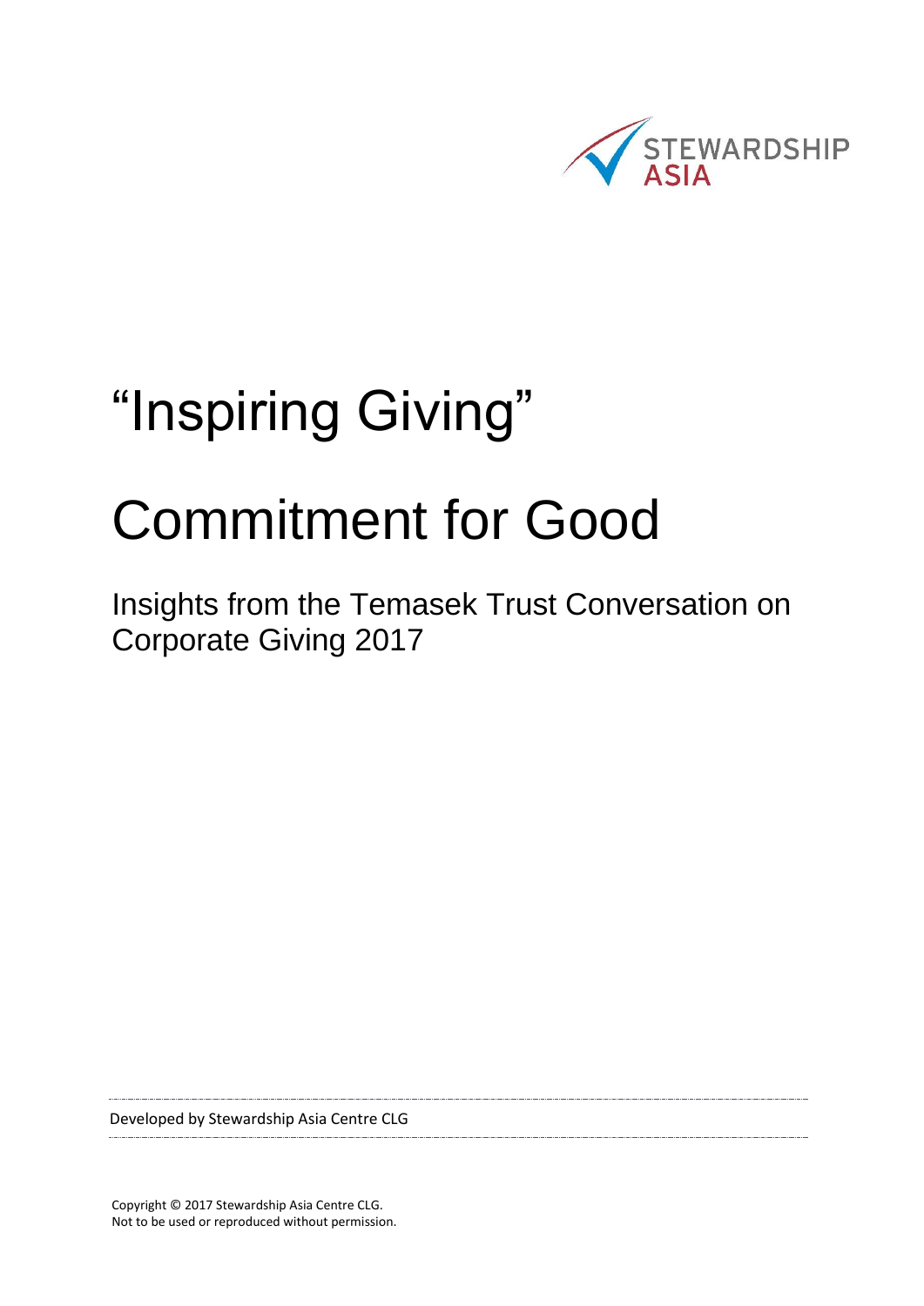STEWARDSHIP ASIA

# "Inspiring Giving"

# Commitment for Good

## Insights from the Temasek Trust Conversation on Corporate Giving 2017

Developed by Stewardship Asia Centre CLG

Copyright © 2017 Stewardship Asia Centre CLG.
Not to be used or reproduced without permission.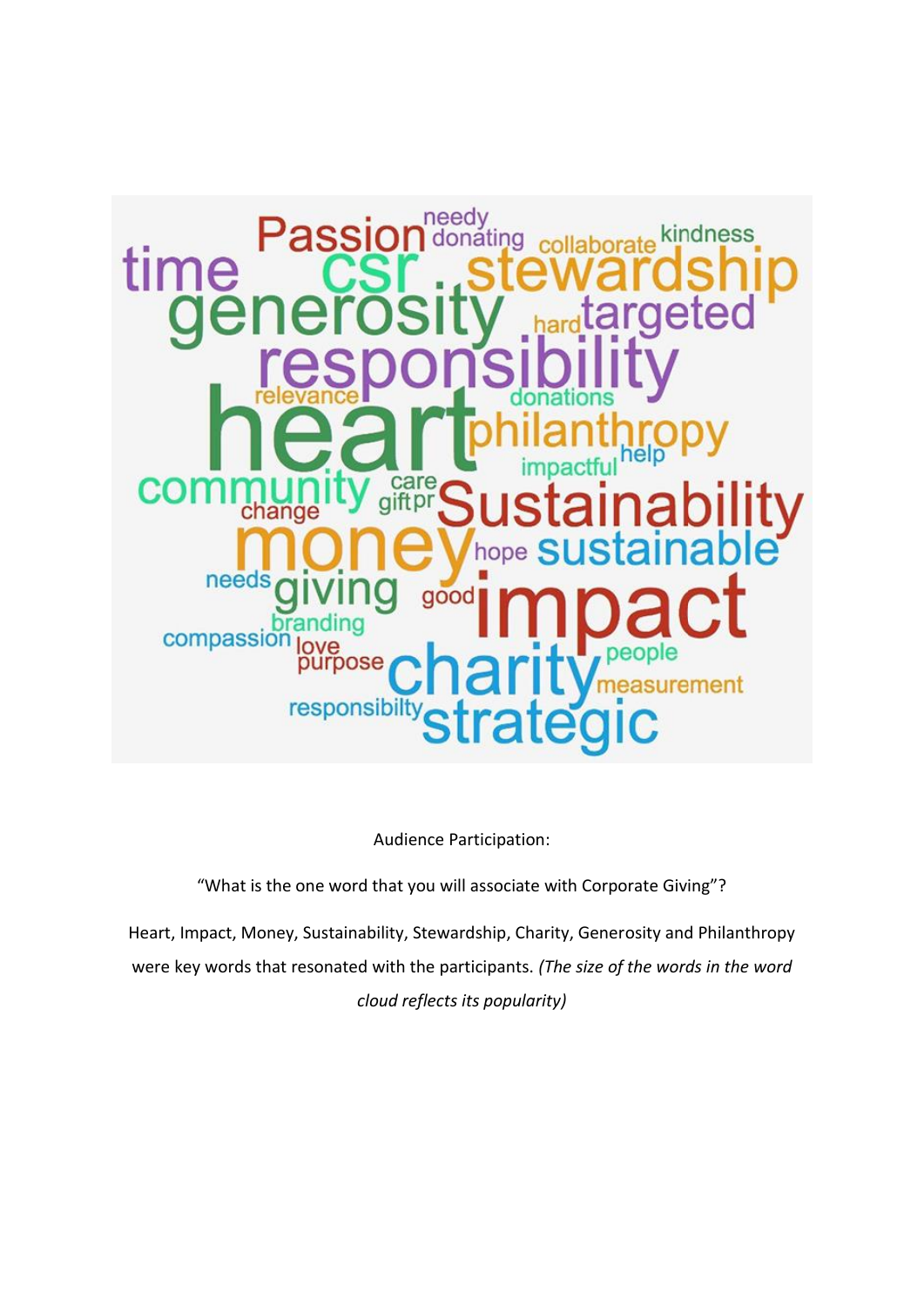Audience Participation:

"What is the one word that you will associate with Corporate Giving"?

Heart, Impact, Money, Sustainability, Stewardship, Charity, Generosity and Philanthropy were key words that resonated with the participants. *(The size of the words in the word cloud reflects its popularity)*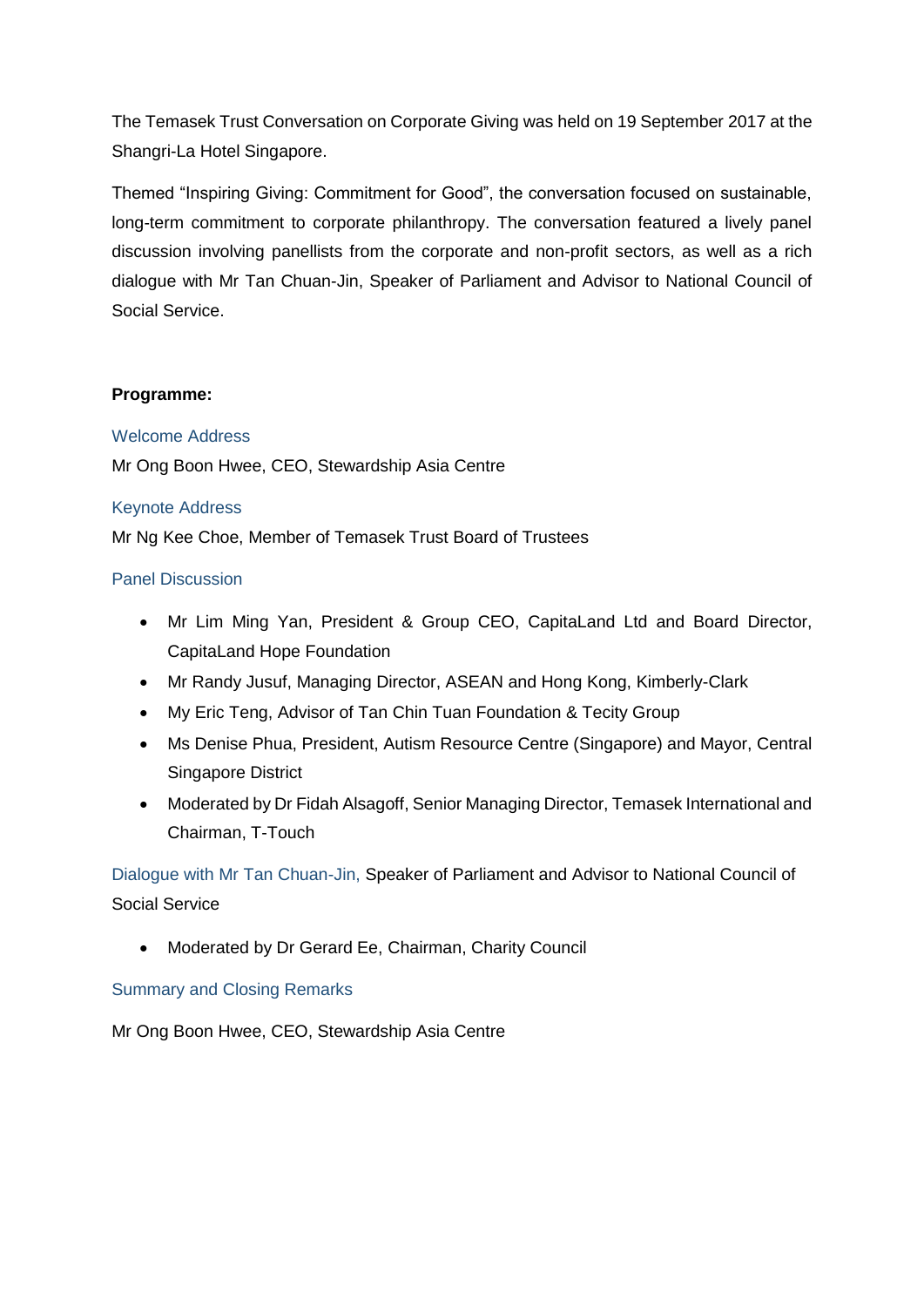The Temasek Trust Conversation on Corporate Giving was held on 19 September 2017 at the Shangri-La Hotel Singapore.

Themed "Inspiring Giving: Commitment for Good", the conversation focused on sustainable, long-term commitment to corporate philanthropy. The conversation featured a lively panel discussion involving panellists from the corporate and non-profit sectors, as well as a rich dialogue with Mr Tan Chuan-Jin, Speaker of Parliament and Advisor to National Council of Social Service.

**Programme:**

Welcome Address

Mr Ong Boon Hwee, CEO, Stewardship Asia Centre

Keynote Address

Mr Ng Kee Choe, Member of Temasek Trust Board of Trustees

Panel Discussion

- Mr Lim Ming Yan, President & Group CEO, CapitaLand Ltd and Board Director, CapitaLand Hope Foundation
- Mr Randy Jusuf, Managing Director, ASEAN and Hong Kong, Kimberly-Clark
- My Eric Teng, Advisor of Tan Chin Tuan Foundation & Tecity Group
- Ms Denise Phua, President, Autism Resource Centre (Singapore) and Mayor, Central Singapore District
- Moderated by Dr Fidah Alsagoff, Senior Managing Director, Temasek International and Chairman, T-Touch

Dialogue with Mr Tan Chuan-Jin, Speaker of Parliament and Advisor to National Council of Social Service

- Moderated by Dr Gerard Ee, Chairman, Charity Council

Summary and Closing Remarks

Mr Ong Boon Hwee, CEO, Stewardship Asia Centre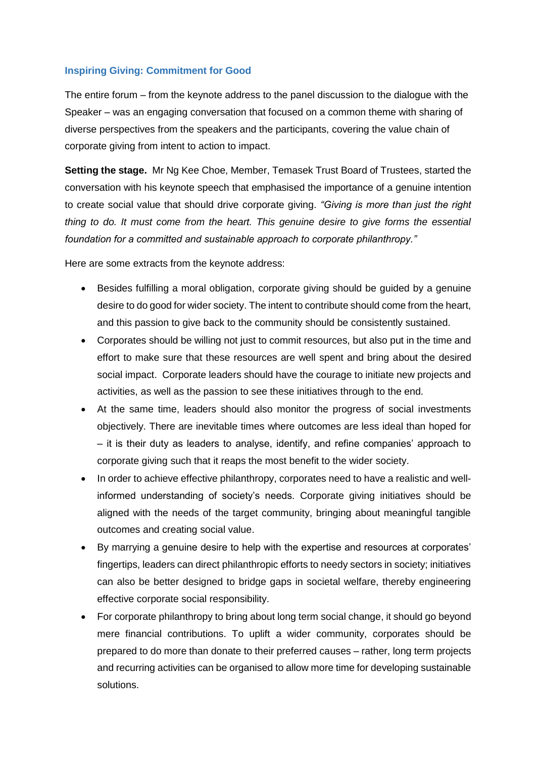### Inspiring Giving: Commitment for Good

The entire forum – from the keynote address to the panel discussion to the dialogue with the Speaker – was an engaging conversation that focused on a common theme with sharing of diverse perspectives from the speakers and the participants, covering the value chain of corporate giving from intent to action to impact.

**Setting the stage.** Mr Ng Kee Choe, Member, Temasek Trust Board of Trustees, started the conversation with his keynote speech that emphasised the importance of a genuine intention to create social value that should drive corporate giving. *"Giving is more than just the right thing to do. It must come from the heart. This genuine desire to give forms the essential foundation for a committed and sustainable approach to corporate philanthropy."*

Here are some extracts from the keynote address:

- Besides fulfilling a moral obligation, corporate giving should be guided by a genuine desire to do good for wider society. The intent to contribute should come from the heart, and this passion to give back to the community should be consistently sustained.
- Corporates should be willing not just to commit resources, but also put in the time and effort to make sure that these resources are well spent and bring about the desired social impact. Corporate leaders should have the courage to initiate new projects and activities, as well as the passion to see these initiatives through to the end.
- At the same time, leaders should also monitor the progress of social investments objectively. There are inevitable times where outcomes are less ideal than hoped for – it is their duty as leaders to analyse, identify, and refine companies' approach to corporate giving such that it reaps the most benefit to the wider society.
- In order to achieve effective philanthropy, corporates need to have a realistic and well-informed understanding of society's needs. Corporate giving initiatives should be aligned with the needs of the target community, bringing about meaningful tangible outcomes and creating social value.
- By marrying a genuine desire to help with the expertise and resources at corporates' fingertips, leaders can direct philanthropic efforts to needy sectors in society; initiatives can also be better designed to bridge gaps in societal welfare, thereby engineering effective corporate social responsibility.
- For corporate philanthropy to bring about long term social change, it should go beyond mere financial contributions. To uplift a wider community, corporates should be prepared to do more than donate to their preferred causes – rather, long term projects and recurring activities can be organised to allow more time for developing sustainable solutions.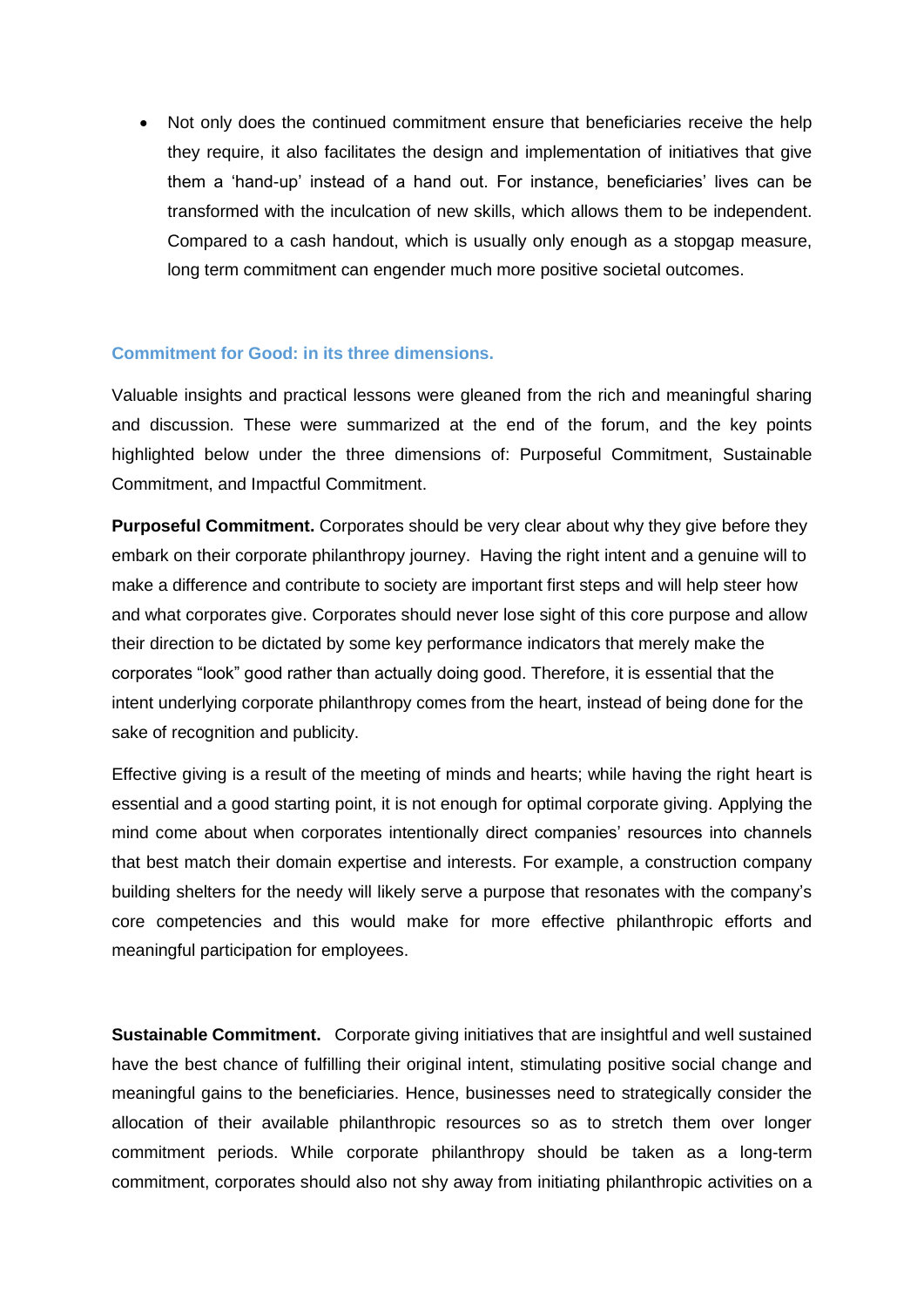- Not only does the continued commitment ensure that beneficiaries receive the help they require, it also facilitates the design and implementation of initiatives that give them a 'hand-up' instead of a hand out. For instance, beneficiaries' lives can be transformed with the inculcation of new skills, which allows them to be independent. Compared to a cash handout, which is usually only enough as a stopgap measure, long term commitment can engender much more positive societal outcomes.

### Commitment for Good: in its three dimensions.

Valuable insights and practical lessons were gleaned from the rich and meaningful sharing and discussion. These were summarized at the end of the forum, and the key points highlighted below under the three dimensions of: Purposeful Commitment, Sustainable Commitment, and Impactful Commitment.

**Purposeful Commitment.** Corporates should be very clear about why they give before they embark on their corporate philanthropy journey. Having the right intent and a genuine will to make a difference and contribute to society are important first steps and will help steer how and what corporates give. Corporates should never lose sight of this core purpose and allow their direction to be dictated by some key performance indicators that merely make the corporates "look" good rather than actually doing good. Therefore, it is essential that the intent underlying corporate philanthropy comes from the heart, instead of being done for the sake of recognition and publicity.

Effective giving is a result of the meeting of minds and hearts; while having the right heart is essential and a good starting point, it is not enough for optimal corporate giving. Applying the mind come about when corporates intentionally direct companies' resources into channels that best match their domain expertise and interests. For example, a construction company building shelters for the needy will likely serve a purpose that resonates with the company's core competencies and this would make for more effective philanthropic efforts and meaningful participation for employees.

**Sustainable Commitment.** Corporate giving initiatives that are insightful and well sustained have the best chance of fulfilling their original intent, stimulating positive social change and meaningful gains to the beneficiaries. Hence, businesses need to strategically consider the allocation of their available philanthropic resources so as to stretch them over longer commitment periods. While corporate philanthropy should be taken as a long-term commitment, corporates should also not shy away from initiating philanthropic activities on a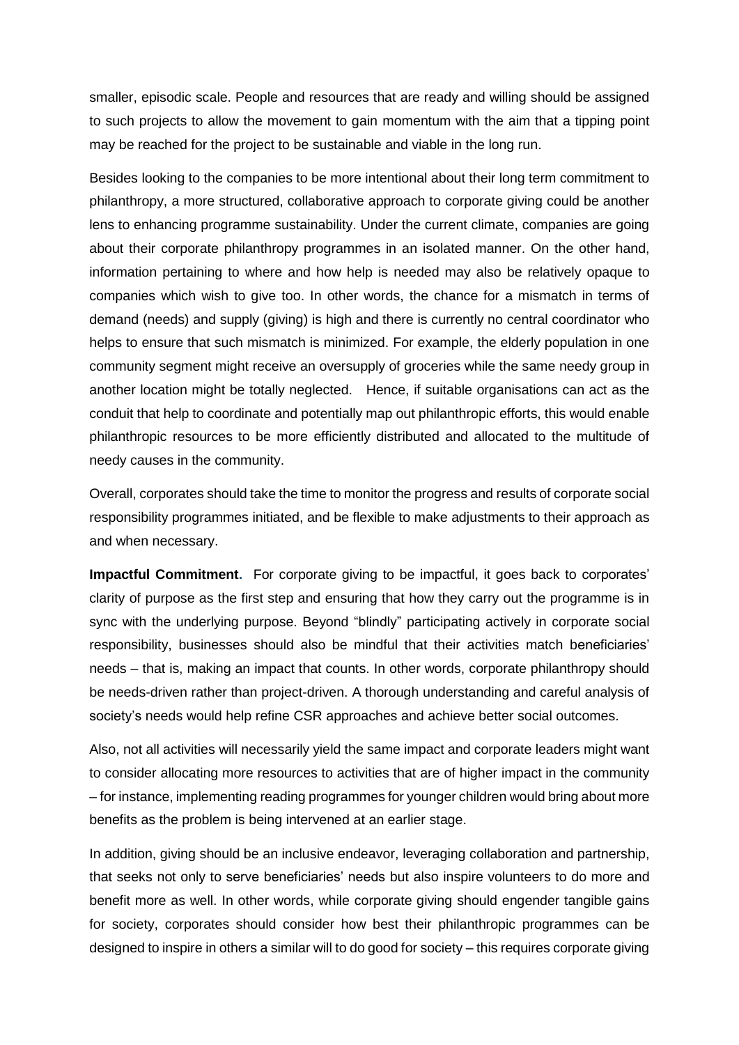smaller, episodic scale. People and resources that are ready and willing should be assigned to such projects to allow the movement to gain momentum with the aim that a tipping point may be reached for the project to be sustainable and viable in the long run.

Besides looking to the companies to be more intentional about their long term commitment to philanthropy, a more structured, collaborative approach to corporate giving could be another lens to enhancing programme sustainability. Under the current climate, companies are going about their corporate philanthropy programmes in an isolated manner. On the other hand, information pertaining to where and how help is needed may also be relatively opaque to companies which wish to give too. In other words, the chance for a mismatch in terms of demand (needs) and supply (giving) is high and there is currently no central coordinator who helps to ensure that such mismatch is minimized. For example, the elderly population in one community segment might receive an oversupply of groceries while the same needy group in another location might be totally neglected. Hence, if suitable organisations can act as the conduit that help to coordinate and potentially map out philanthropic efforts, this would enable philanthropic resources to be more efficiently distributed and allocated to the multitude of needy causes in the community.

Overall, corporates should take the time to monitor the progress and results of corporate social responsibility programmes initiated, and be flexible to make adjustments to their approach as and when necessary.

**Impactful Commitment.** For corporate giving to be impactful, it goes back to corporates' clarity of purpose as the first step and ensuring that how they carry out the programme is in sync with the underlying purpose. Beyond "blindly" participating actively in corporate social responsibility, businesses should also be mindful that their activities match beneficiaries' needs – that is, making an impact that counts. In other words, corporate philanthropy should be needs-driven rather than project-driven. A thorough understanding and careful analysis of society's needs would help refine CSR approaches and achieve better social outcomes.

Also, not all activities will necessarily yield the same impact and corporate leaders might want to consider allocating more resources to activities that are of higher impact in the community – for instance, implementing reading programmes for younger children would bring about more benefits as the problem is being intervened at an earlier stage.

In addition, giving should be an inclusive endeavor, leveraging collaboration and partnership, that seeks not only to serve beneficiaries' needs but also inspire volunteers to do more and benefit more as well. In other words, while corporate giving should engender tangible gains for society, corporates should consider how best their philanthropic programmes can be designed to inspire in others a similar will to do good for society – this requires corporate giving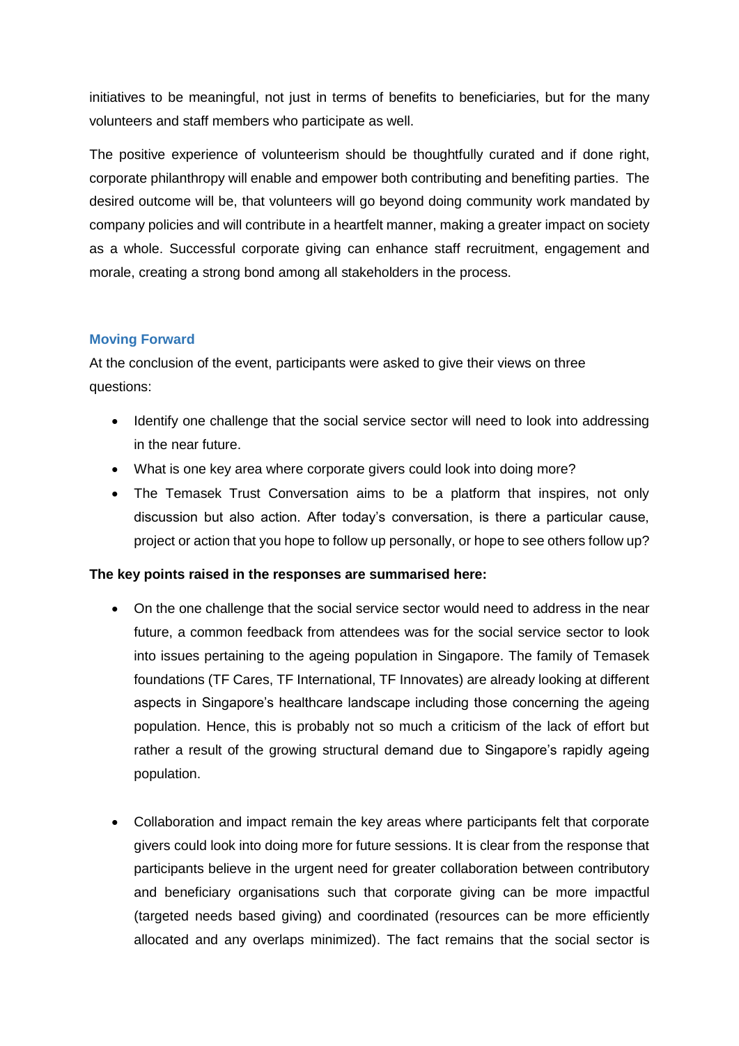initiatives to be meaningful, not just in terms of benefits to beneficiaries, but for the many volunteers and staff members who participate as well.

The positive experience of volunteerism should be thoughtfully curated and if done right, corporate philanthropy will enable and empower both contributing and benefiting parties. The desired outcome will be, that volunteers will go beyond doing community work mandated by company policies and will contribute in a heartfelt manner, making a greater impact on society as a whole. Successful corporate giving can enhance staff recruitment, engagement and morale, creating a strong bond among all stakeholders in the process.

### Moving Forward

At the conclusion of the event, participants were asked to give their views on three questions:

- Identify one challenge that the social service sector will need to look into addressing in the near future.
- What is one key area where corporate givers could look into doing more?
- The Temasek Trust Conversation aims to be a platform that inspires, not only discussion but also action. After today's conversation, is there a particular cause, project or action that you hope to follow up personally, or hope to see others follow up?

**The key points raised in the responses are summarised here:**

- On the one challenge that the social service sector would need to address in the near future, a common feedback from attendees was for the social service sector to look into issues pertaining to the ageing population in Singapore. The family of Temasek foundations (TF Cares, TF International, TF Innovates) are already looking at different aspects in Singapore's healthcare landscape including those concerning the ageing population. Hence, this is probably not so much a criticism of the lack of effort but rather a result of the growing structural demand due to Singapore's rapidly ageing population.

- Collaboration and impact remain the key areas where participants felt that corporate givers could look into doing more for future sessions. It is clear from the response that participants believe in the urgent need for greater collaboration between contributory and beneficiary organisations such that corporate giving can be more impactful (targeted needs based giving) and coordinated (resources can be more efficiently allocated and any overlaps minimized). The fact remains that the social sector is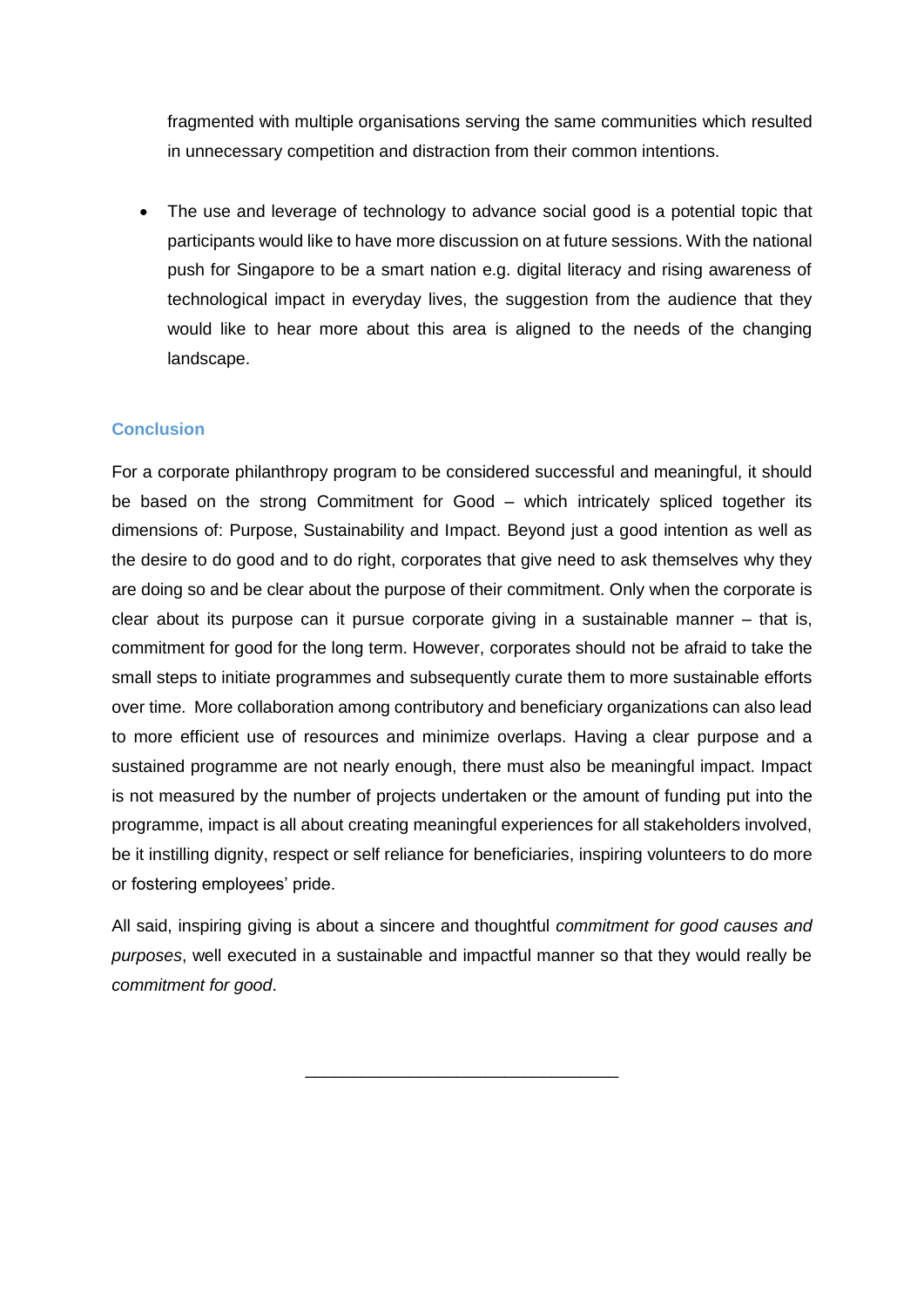fragmented with multiple organisations serving the same communities which resulted in unnecessary competition and distraction from their common intentions.

- The use and leverage of technology to advance social good is a potential topic that participants would like to have more discussion on at future sessions. With the national push for Singapore to be a smart nation e.g. digital literacy and rising awareness of technological impact in everyday lives, the suggestion from the audience that they would like to hear more about this area is aligned to the needs of the changing landscape.

## Conclusion

For a corporate philanthropy program to be considered successful and meaningful, it should be based on the strong Commitment for Good – which intricately spliced together its dimensions of: Purpose, Sustainability and Impact. Beyond just a good intention as well as the desire to do good and to do right, corporates that give need to ask themselves why they are doing so and be clear about the purpose of their commitment. Only when the corporate is clear about its purpose can it pursue corporate giving in a sustainable manner – that is, commitment for good for the long term. However, corporates should not be afraid to take the small steps to initiate programmes and subsequently curate them to more sustainable efforts over time. More collaboration among contributory and beneficiary organizations can also lead to more efficient use of resources and minimize overlaps. Having a clear purpose and a sustained programme are not nearly enough, there must also be meaningful impact. Impact is not measured by the number of projects undertaken or the amount of funding put into the programme, impact is all about creating meaningful experiences for all stakeholders involved, be it instilling dignity, respect or self reliance for beneficiaries, inspiring volunteers to do more or fostering employees' pride.

All said, inspiring giving is about a sincere and thoughtful *commitment for good causes and purposes*, well executed in a sustainable and impactful manner so that they would really be *commitment for good*.

---